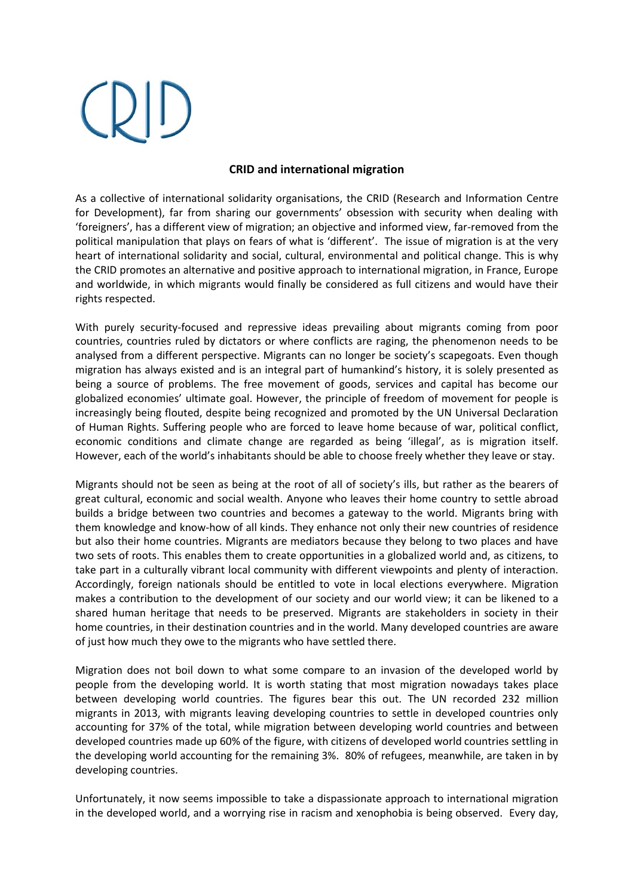CRID

**CRID and international migration**

As a collective of international solidarity organisations, the CRID (Research and Information Centre for Development), far from sharing our governments' obsession with security when dealing with 'foreigners', has a different view of migration; an objective and informed view, far-removed from the political manipulation that plays on fears of what is 'different'. The issue of migration is at the very heart of international solidarity and social, cultural, environmental and political change. This is why the CRID promotes an alternative and positive approach to international migration, in France, Europe and worldwide, in which migrants would finally be considered as full citizens and would have their rights respected.

With purely security-focused and repressive ideas prevailing about migrants coming from poor countries, countries ruled by dictators or where conflicts are raging, the phenomenon needs to be analysed from a different perspective. Migrants can no longer be society's scapegoats. Even though migration has always existed and is an integral part of humankind's history, it is solely presented as being a source of problems. The free movement of goods, services and capital has become our globalized economies' ultimate goal. However, the principle of freedom of movement for people is increasingly being flouted, despite being recognized and promoted by the UN Universal Declaration of Human Rights. Suffering people who are forced to leave home because of war, political conflict, economic conditions and climate change are regarded as being 'illegal', as is migration itself. However, each of the world's inhabitants should be able to choose freely whether they leave or stay.

Migrants should not be seen as being at the root of all of society's ills, but rather as the bearers of great cultural, economic and social wealth. Anyone who leaves their home country to settle abroad builds a bridge between two countries and becomes a gateway to the world. Migrants bring with them knowledge and know-how of all kinds. They enhance not only their new countries of residence but also their home countries. Migrants are mediators because they belong to two places and have two sets of roots. This enables them to create opportunities in a globalized world and, as citizens, to take part in a culturally vibrant local community with different viewpoints and plenty of interaction. Accordingly, foreign nationals should be entitled to vote in local elections everywhere. Migration makes a contribution to the development of our society and our world view; it can be likened to a shared human heritage that needs to be preserved. Migrants are stakeholders in society in their home countries, in their destination countries and in the world. Many developed countries are aware of just how much they owe to the migrants who have settled there.

Migration does not boil down to what some compare to an invasion of the developed world by people from the developing world. It is worth stating that most migration nowadays takes place between developing world countries. The figures bear this out. The UN recorded 232 million migrants in 2013, with migrants leaving developing countries to settle in developed countries only accounting for 37% of the total, while migration between developing world countries and between developed countries made up 60% of the figure, with citizens of developed world countries settling in the developing world accounting for the remaining 3%. 80% of refugees, meanwhile, are taken in by developing countries.

Unfortunately, it now seems impossible to take a dispassionate approach to international migration in the developed world, and a worrying rise in racism and xenophobia is being observed. Every day,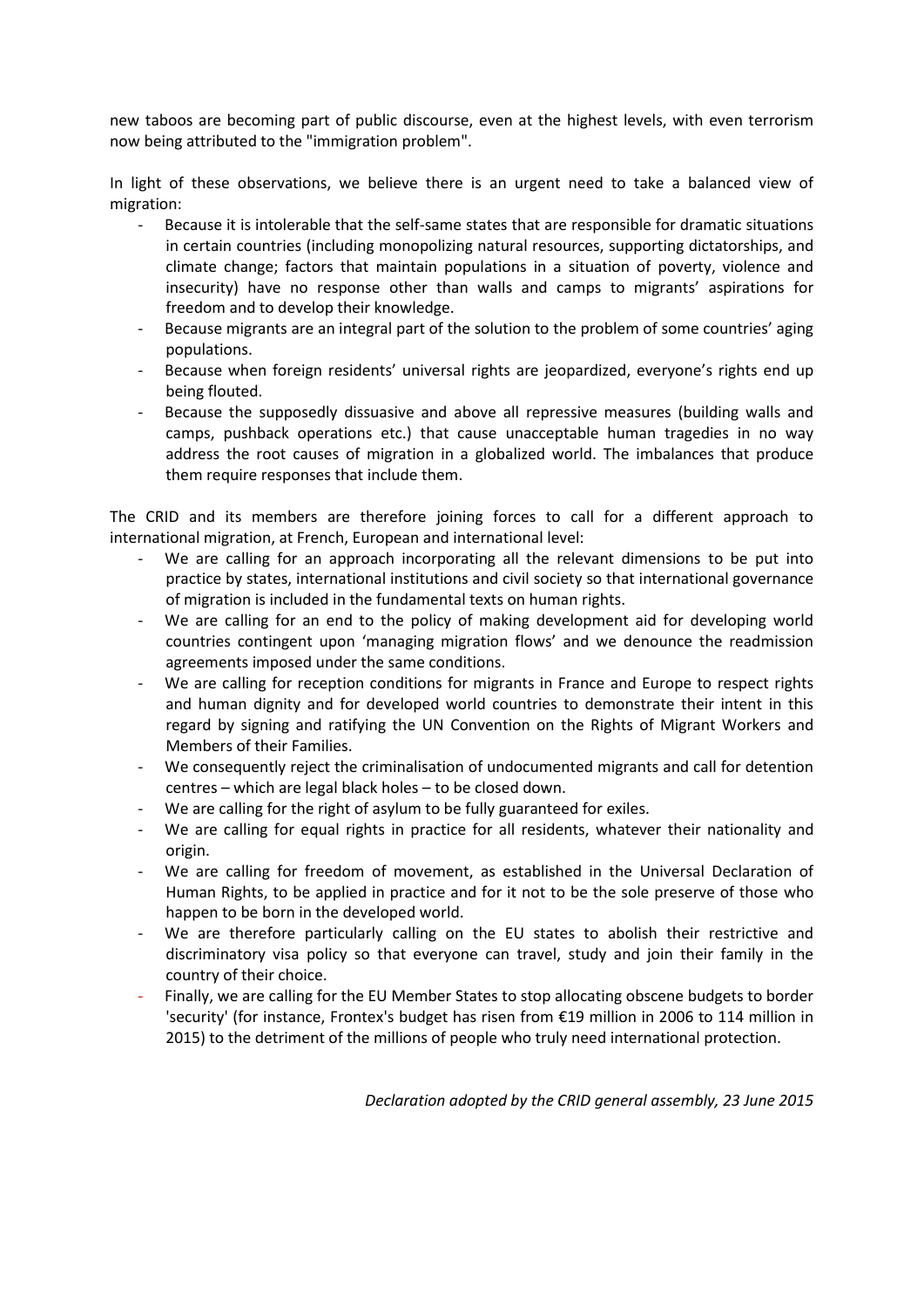new taboos are becoming part of public discourse, even at the highest levels, with even terrorism now being attributed to the "immigration problem".

In light of these observations, we believe there is an urgent need to take a balanced view of migration:

- Because it is intolerable that the self-same states that are responsible for dramatic situations in certain countries (including monopolizing natural resources, supporting dictatorships, and climate change; factors that maintain populations in a situation of poverty, violence and insecurity) have no response other than walls and camps to migrants' aspirations for freedom and to develop their knowledge.
- Because migrants are an integral part of the solution to the problem of some countries' aging populations.
- Because when foreign residents' universal rights are jeopardized, everyone's rights end up being flouted.
- Because the supposedly dissuasive and above all repressive measures (building walls and camps, pushback operations etc.) that cause unacceptable human tragedies in no way address the root causes of migration in a globalized world. The imbalances that produce them require responses that include them.

The CRID and its members are therefore joining forces to call for a different approach to international migration, at French, European and international level:

- We are calling for an approach incorporating all the relevant dimensions to be put into practice by states, international institutions and civil society so that international governance of migration is included in the fundamental texts on human rights.
- We are calling for an end to the policy of making development aid for developing world countries contingent upon 'managing migration flows' and we denounce the readmission agreements imposed under the same conditions.
- We are calling for reception conditions for migrants in France and Europe to respect rights and human dignity and for developed world countries to demonstrate their intent in this regard by signing and ratifying the UN Convention on the Rights of Migrant Workers and Members of their Families.
- We consequently reject the criminalisation of undocumented migrants and call for detention centres – which are legal black holes – to be closed down.
- We are calling for the right of asylum to be fully guaranteed for exiles.
- We are calling for equal rights in practice for all residents, whatever their nationality and origin.
- We are calling for freedom of movement, as established in the Universal Declaration of Human Rights, to be applied in practice and for it not to be the sole preserve of those who happen to be born in the developed world.
- We are therefore particularly calling on the EU states to abolish their restrictive and discriminatory visa policy so that everyone can travel, study and join their family in the country of their choice.
- Finally, we are calling for the EU Member States to stop allocating obscene budgets to border 'security' (for instance, Frontex's budget has risen from €19 million in 2006 to 114 million in 2015) to the detriment of the millions of people who truly need international protection.

*Declaration adopted by the CRID general assembly, 23 June 2015*